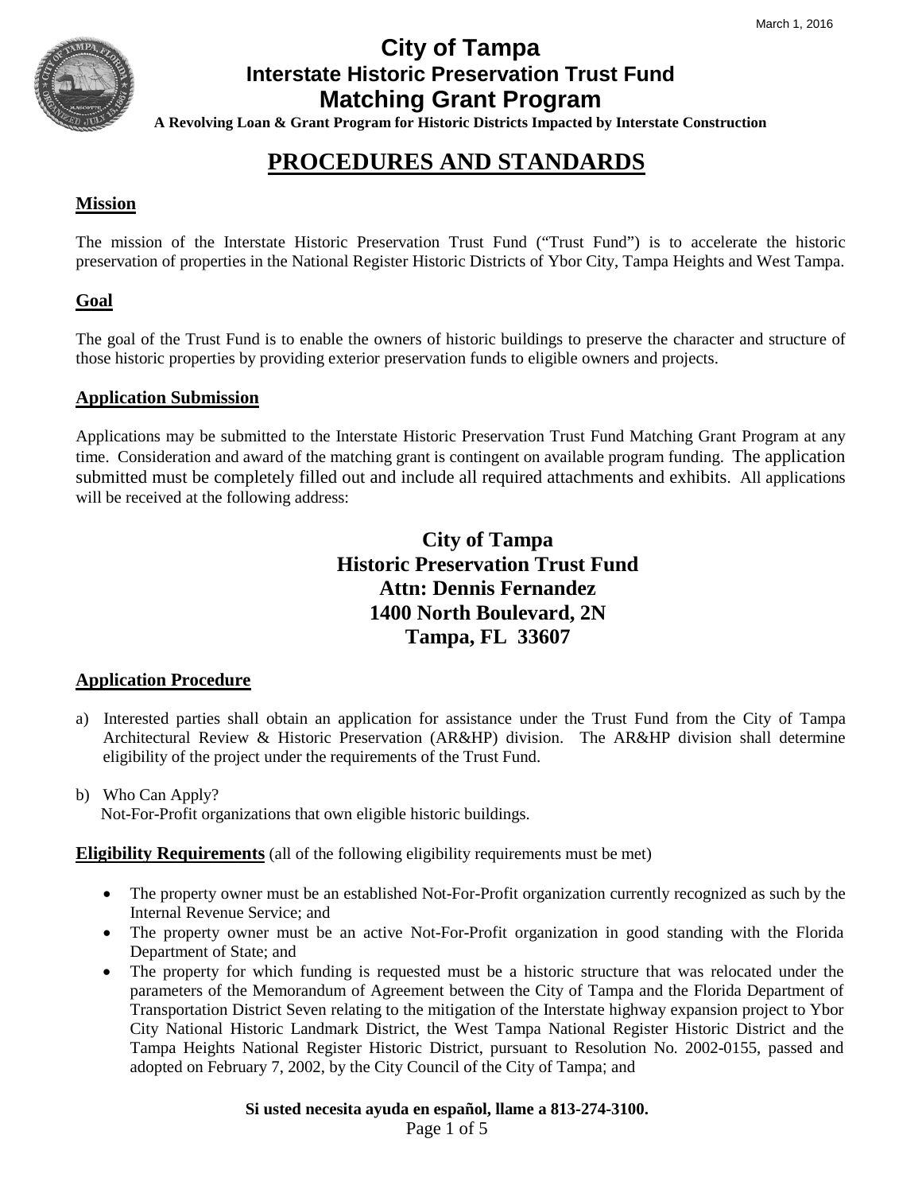March 1, 2016

# City of Tampa
## Interstate Historic Preservation Trust Fund
## Matching Grant Program

**A Revolving Loan & Grant Program for Historic Districts Impacted by Interstate Construction**

# PROCEDURES AND STANDARDS

### Mission

The mission of the Interstate Historic Preservation Trust Fund ("Trust Fund") is to accelerate the historic preservation of properties in the National Register Historic Districts of Ybor City, Tampa Heights and West Tampa.

### Goal

The goal of the Trust Fund is to enable the owners of historic buildings to preserve the character and structure of those historic properties by providing exterior preservation funds to eligible owners and projects.

### Application Submission

Applications may be submitted to the Interstate Historic Preservation Trust Fund Matching Grant Program at any time. Consideration and award of the matching grant is contingent on available program funding. The application submitted must be completely filled out and include all required attachments and exhibits. All applications will be received at the following address:

**City of Tampa**
**Historic Preservation Trust Fund**
**Attn: Dennis Fernandez**
**1400 North Boulevard, 2N**
**Tampa, FL 33607**

### Application Procedure

a) Interested parties shall obtain an application for assistance under the Trust Fund from the City of Tampa Architectural Review & Historic Preservation (AR&HP) division. The AR&HP division shall determine eligibility of the project under the requirements of the Trust Fund.

b) Who Can Apply?
Not-For-Profit organizations that own eligible historic buildings.

**Eligibility Requirements** (all of the following eligibility requirements must be met)

- The property owner must be an established Not-For-Profit organization currently recognized as such by the Internal Revenue Service; and
- The property owner must be an active Not-For-Profit organization in good standing with the Florida Department of State; and
- The property for which funding is requested must be a historic structure that was relocated under the parameters of the Memorandum of Agreement between the City of Tampa and the Florida Department of Transportation District Seven relating to the mitigation of the Interstate highway expansion project to Ybor City National Historic Landmark District, the West Tampa National Register Historic District and the Tampa Heights National Register Historic District, pursuant to Resolution No. 2002-0155, passed and adopted on February 7, 2002, by the City Council of the City of Tampa; and

**Si usted necesita ayuda en español, llame a 813-274-3100.**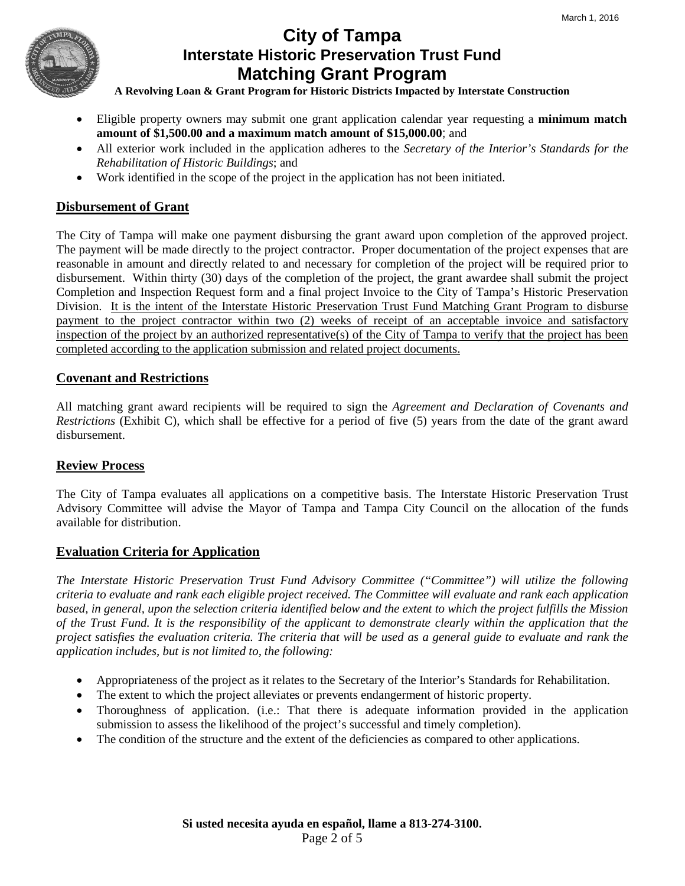- Eligible property owners may submit one grant application calendar year requesting a **minimum match amount of $1,500.00 and a maximum match amount of $15,000.00**; and
- All exterior work included in the application adheres to the *Secretary of the Interior's Standards for the Rehabilitation of Historic Buildings*; and
- Work identified in the scope of the project in the application has not been initiated.

## Disbursement of Grant

The City of Tampa will make one payment disbursing the grant award upon completion of the approved project. The payment will be made directly to the project contractor. Proper documentation of the project expenses that are reasonable in amount and directly related to and necessary for completion of the project will be required prior to disbursement. Within thirty (30) days of the completion of the project, the grant awardee shall submit the project Completion and Inspection Request form and a final project Invoice to the City of Tampa's Historic Preservation Division. <u>It is the intent of the Interstate Historic Preservation Trust Fund Matching Grant Program to disburse payment to the project contractor within two (2) weeks of receipt of an acceptable invoice and satisfactory inspection of the project by an authorized representative(s) of the City of Tampa to verify that the project has been completed according to the application submission and related project documents.</u>

## Covenant and Restrictions

All matching grant award recipients will be required to sign the *Agreement and Declaration of Covenants and Restrictions* (Exhibit C), which shall be effective for a period of five (5) years from the date of the grant award disbursement.

## Review Process

The City of Tampa evaluates all applications on a competitive basis. The Interstate Historic Preservation Trust Advisory Committee will advise the Mayor of Tampa and Tampa City Council on the allocation of the funds available for distribution.

## Evaluation Criteria for Application

*The Interstate Historic Preservation Trust Fund Advisory Committee ("Committee") will utilize the following criteria to evaluate and rank each eligible project received. The Committee will evaluate and rank each application based, in general, upon the selection criteria identified below and the extent to which the project fulfills the Mission of the Trust Fund. It is the responsibility of the applicant to demonstrate clearly within the application that the project satisfies the evaluation criteria. The criteria that will be used as a general guide to evaluate and rank the application includes, but is not limited to, the following:*

- Appropriateness of the project as it relates to the Secretary of the Interior's Standards for Rehabilitation.
- The extent to which the project alleviates or prevents endangerment of historic property.
- Thoroughness of application. (i.e.: That there is adequate information provided in the application submission to assess the likelihood of the project's successful and timely completion).
- The condition of the structure and the extent of the deficiencies as compared to other applications.

**Si usted necesita ayuda en español, llame a 813-274-3100.**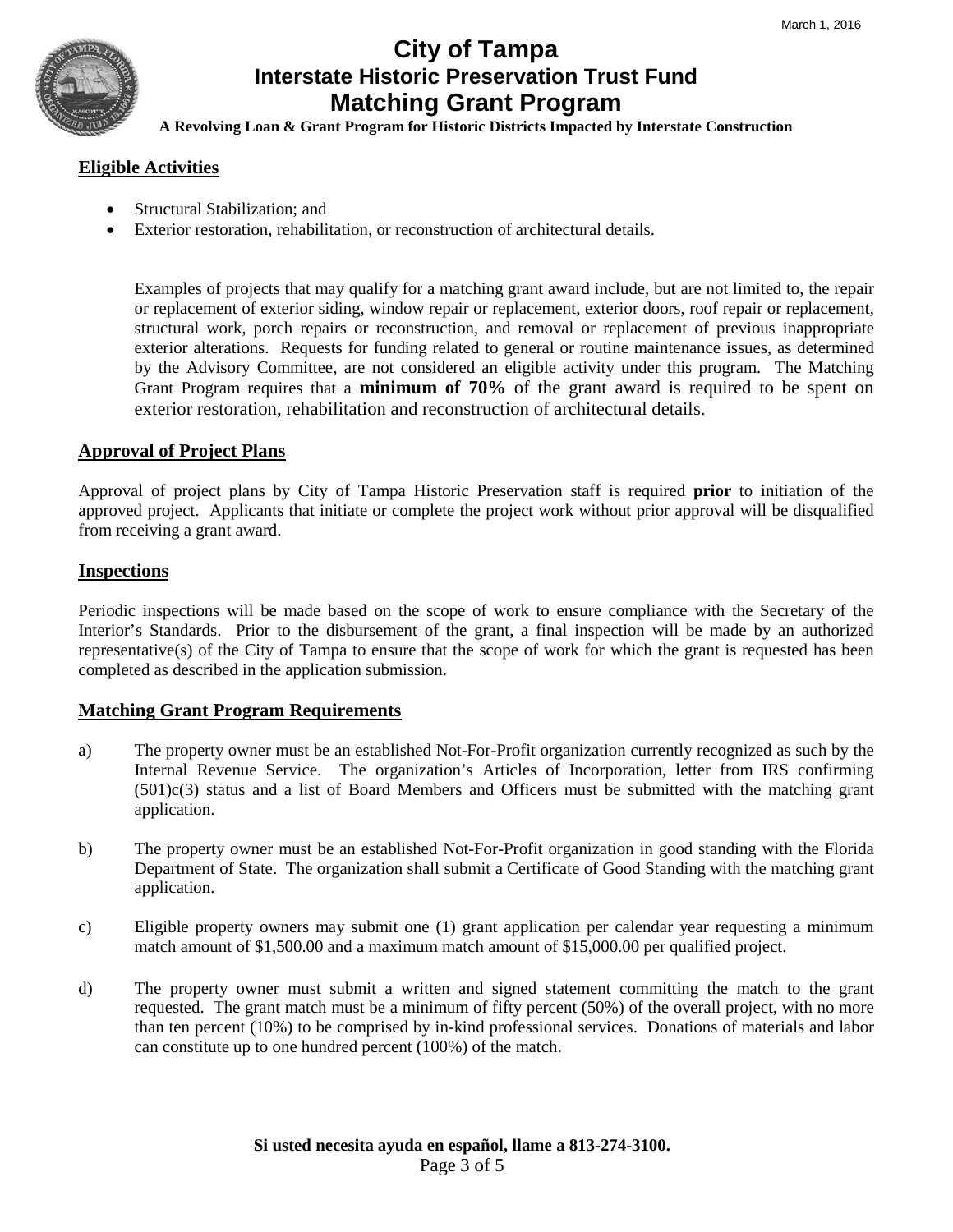# City of Tampa
## Interstate Historic Preservation Trust Fund
## Matching Grant Program

**A Revolving Loan & Grant Program for Historic Districts Impacted by Interstate Construction**

### Eligible Activities

- Structural Stabilization; and
- Exterior restoration, rehabilitation, or reconstruction of architectural details.

Examples of projects that may qualify for a matching grant award include, but are not limited to, the repair or replacement of exterior siding, window repair or replacement, exterior doors, roof repair or replacement, structural work, porch repairs or reconstruction, and removal or replacement of previous inappropriate exterior alterations. Requests for funding related to general or routine maintenance issues, as determined by the Advisory Committee, are not considered an eligible activity under this program. The Matching Grant Program requires that a **minimum of 70%** of the grant award is required to be spent on exterior restoration, rehabilitation and reconstruction of architectural details.

### Approval of Project Plans

Approval of project plans by City of Tampa Historic Preservation staff is required **prior** to initiation of the approved project. Applicants that initiate or complete the project work without prior approval will be disqualified from receiving a grant award.

### Inspections

Periodic inspections will be made based on the scope of work to ensure compliance with the Secretary of the Interior's Standards. Prior to the disbursement of the grant, a final inspection will be made by an authorized representative(s) of the City of Tampa to ensure that the scope of work for which the grant is requested has been completed as described in the application submission.

### Matching Grant Program Requirements

a) The property owner must be an established Not-For-Profit organization currently recognized as such by the Internal Revenue Service. The organization's Articles of Incorporation, letter from IRS confirming (501)c(3) status and a list of Board Members and Officers must be submitted with the matching grant application.

b) The property owner must be an established Not-For-Profit organization in good standing with the Florida Department of State. The organization shall submit a Certificate of Good Standing with the matching grant application.

c) Eligible property owners may submit one (1) grant application per calendar year requesting a minimum match amount of $1,500.00 and a maximum match amount of $15,000.00 per qualified project.

d) The property owner must submit a written and signed statement committing the match to the grant requested. The grant match must be a minimum of fifty percent (50%) of the overall project, with no more than ten percent (10%) to be comprised by in-kind professional services. Donations of materials and labor can constitute up to one hundred percent (100%) of the match.

**Si usted necesita ayuda en español, llame a 813-274-3100.**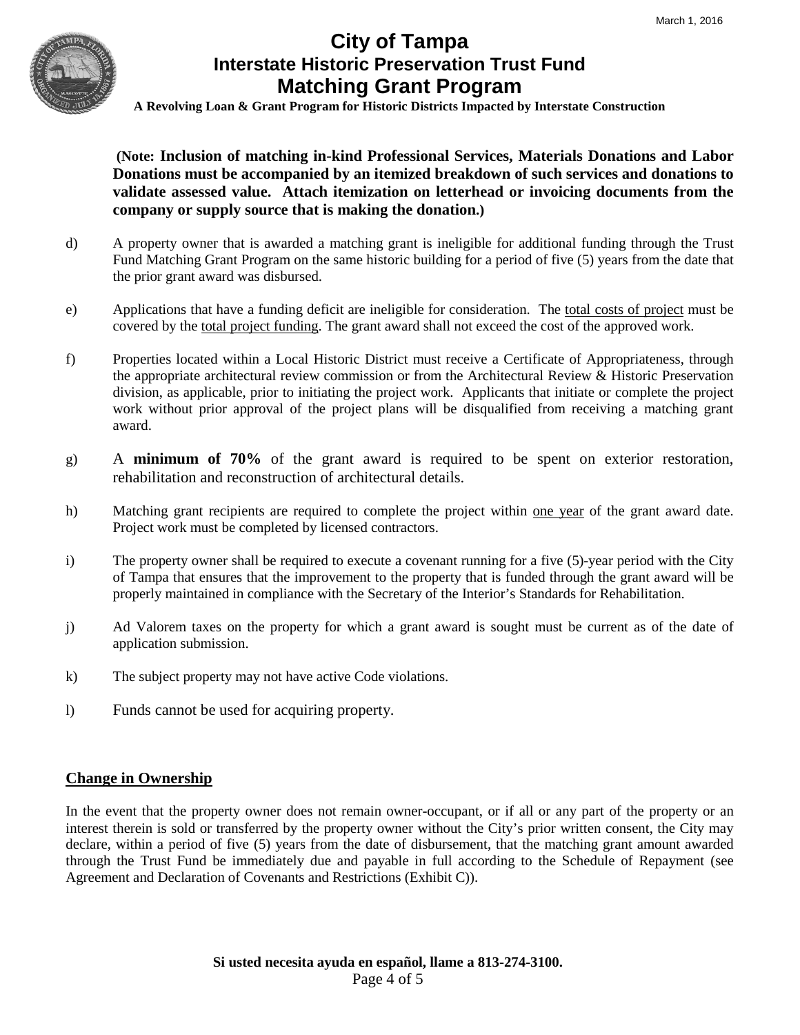(**Note: Inclusion of matching in-kind Professional Services, Materials Donations and Labor Donations must be accompanied by an itemized breakdown of such services and donations to validate assessed value. Attach itemization on letterhead or invoicing documents from the company or supply source that is making the donation.**)

d) A property owner that is awarded a matching grant is ineligible for additional funding through the Trust Fund Matching Grant Program on the same historic building for a period of five (5) years from the date that the prior grant award was disbursed.

e) Applications that have a funding deficit are ineligible for consideration. The <u>total costs of project</u> must be covered by the <u>total project funding</u>. The grant award shall not exceed the cost of the approved work.

f) Properties located within a Local Historic District must receive a Certificate of Appropriateness, through the appropriate architectural review commission or from the Architectural Review & Historic Preservation division, as applicable, prior to initiating the project work. Applicants that initiate or complete the project work without prior approval of the project plans will be disqualified from receiving a matching grant award.

g) A **minimum of 70%** of the grant award is required to be spent on exterior restoration, rehabilitation and reconstruction of architectural details.

h) Matching grant recipients are required to complete the project within <u>one year</u> of the grant award date. Project work must be completed by licensed contractors.

i) The property owner shall be required to execute a covenant running for a five (5)-year period with the City of Tampa that ensures that the improvement to the property that is funded through the grant award will be properly maintained in compliance with the Secretary of the Interior's Standards for Rehabilitation.

j) Ad Valorem taxes on the property for which a grant award is sought must be current as of the date of application submission.

k) The subject property may not have active Code violations.

l) Funds cannot be used for acquiring property.

## Change in Ownership

In the event that the property owner does not remain owner-occupant, or if all or any part of the property or an interest therein is sold or transferred by the property owner without the City's prior written consent, the City may declare, within a period of five (5) years from the date of disbursement, that the matching grant amount awarded through the Trust Fund be immediately due and payable in full according to the Schedule of Repayment (see Agreement and Declaration of Covenants and Restrictions (Exhibit C)).

**Si usted necesita ayuda en español, llame a 813-274-3100.**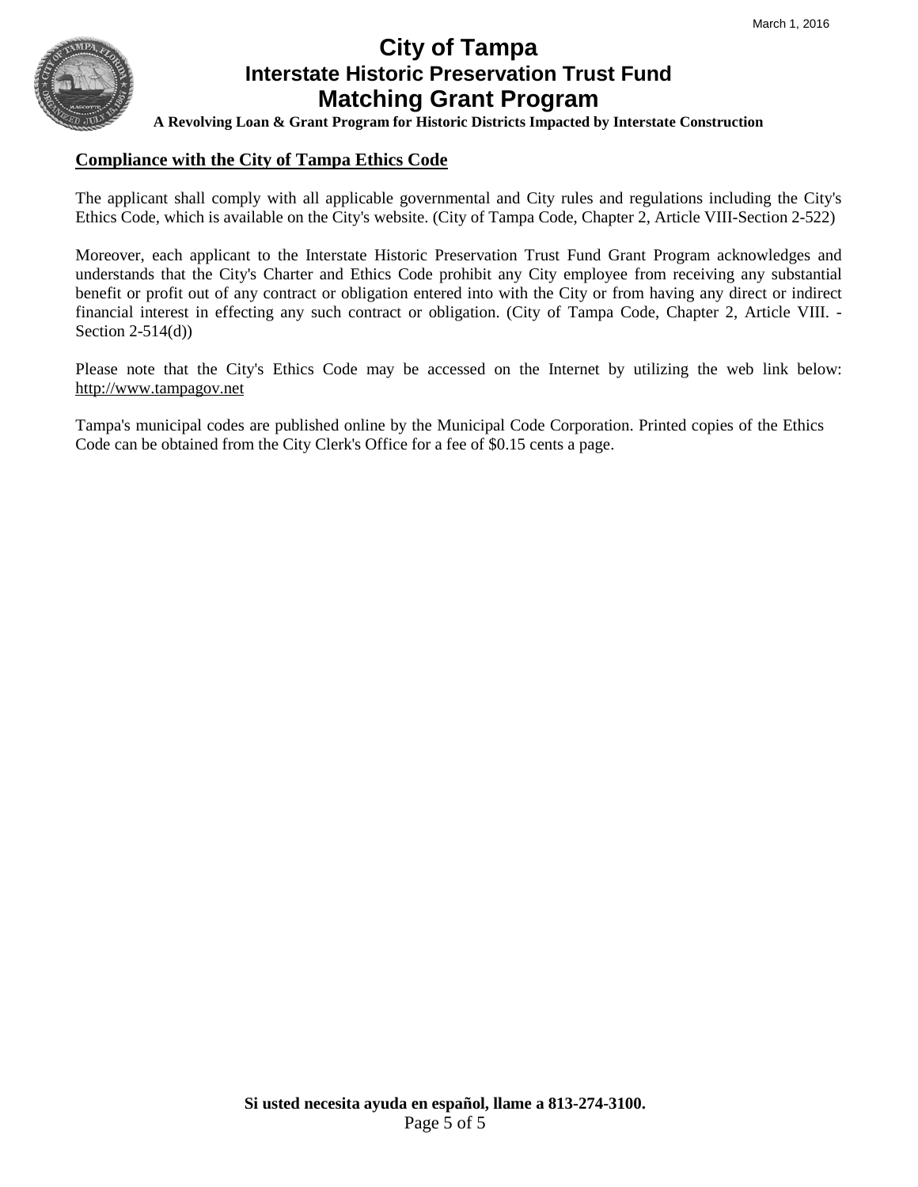## Compliance with the City of Tampa Ethics Code

The applicant shall comply with all applicable governmental and City rules and regulations including the City's Ethics Code, which is available on the City's website. (City of Tampa Code, Chapter 2, Article VIII-Section 2-522)

Moreover, each applicant to the Interstate Historic Preservation Trust Fund Grant Program acknowledges and understands that the City's Charter and Ethics Code prohibit any City employee from receiving any substantial benefit or profit out of any contract or obligation entered into with the City or from having any direct or indirect financial interest in effecting any such contract or obligation. (City of Tampa Code, Chapter 2, Article VIII. - Section 2-514(d))

Please note that the City's Ethics Code may be accessed on the Internet by utilizing the web link below: http://www.tampagov.net

Tampa's municipal codes are published online by the Municipal Code Corporation. Printed copies of the Ethics Code can be obtained from the City Clerk's Office for a fee of $0.15 cents a page.

**Si usted necesita ayuda en español, llame a 813-274-3100.**